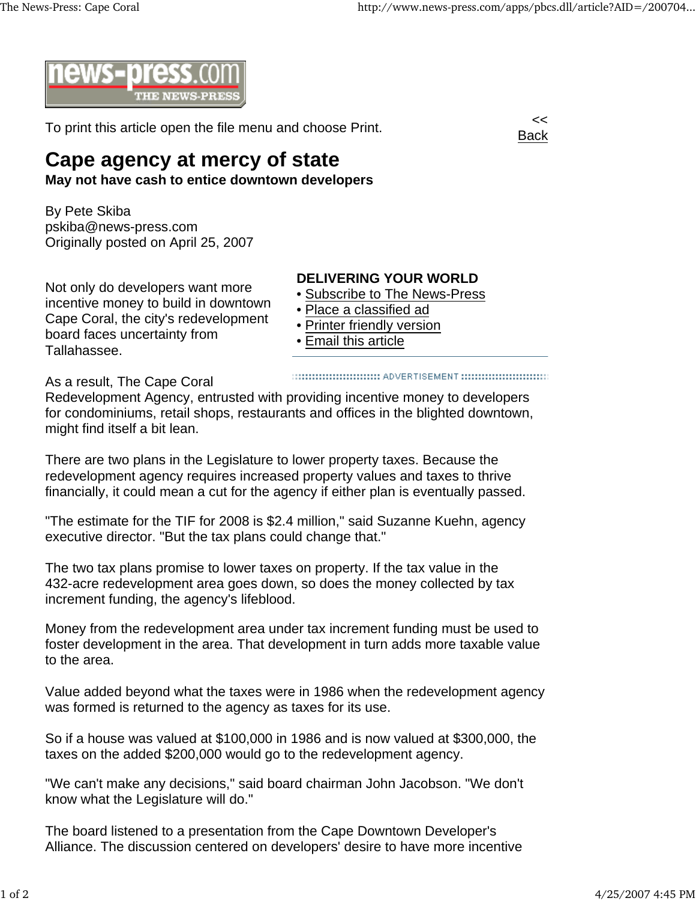To print this article open the file menu and choose Print.

<< Back

# Cape agency at mercy of state

**May not have cash to entice downtown developers**

By Pete Skiba
pskiba@news-press.com
Originally posted on April 25, 2007

**DELIVERING YOUR WORLD**

- Subscribe to The News-Press
- Place a classified ad
- Printer friendly version
- Email this article

Not only do developers want more incentive money to build in downtown Cape Coral, the city's redevelopment board faces uncertainty from Tallahassee.

As a result, The Cape Coral Redevelopment Agency, entrusted with providing incentive money to developers for condominiums, retail shops, restaurants and offices in the blighted downtown, might find itself a bit lean.

There are two plans in the Legislature to lower property taxes. Because the redevelopment agency requires increased property values and taxes to thrive financially, it could mean a cut for the agency if either plan is eventually passed.

"The estimate for the TIF for 2008 is $2.4 million," said Suzanne Kuehn, agency executive director. "But the tax plans could change that."

The two tax plans promise to lower taxes on property. If the tax value in the 432-acre redevelopment area goes down, so does the money collected by tax increment funding, the agency's lifeblood.

Money from the redevelopment area under tax increment funding must be used to foster development in the area. That development in turn adds more taxable value to the area.

Value added beyond what the taxes were in 1986 when the redevelopment agency was formed is returned to the agency as taxes for its use.

So if a house was valued at $100,000 in 1986 and is now valued at $300,000, the taxes on the added $200,000 would go to the redevelopment agency.

"We can't make any decisions," said board chairman John Jacobson. "We don't know what the Legislature will do."

The board listened to a presentation from the Cape Downtown Developer's Alliance. The discussion centered on developers' desire to have more incentive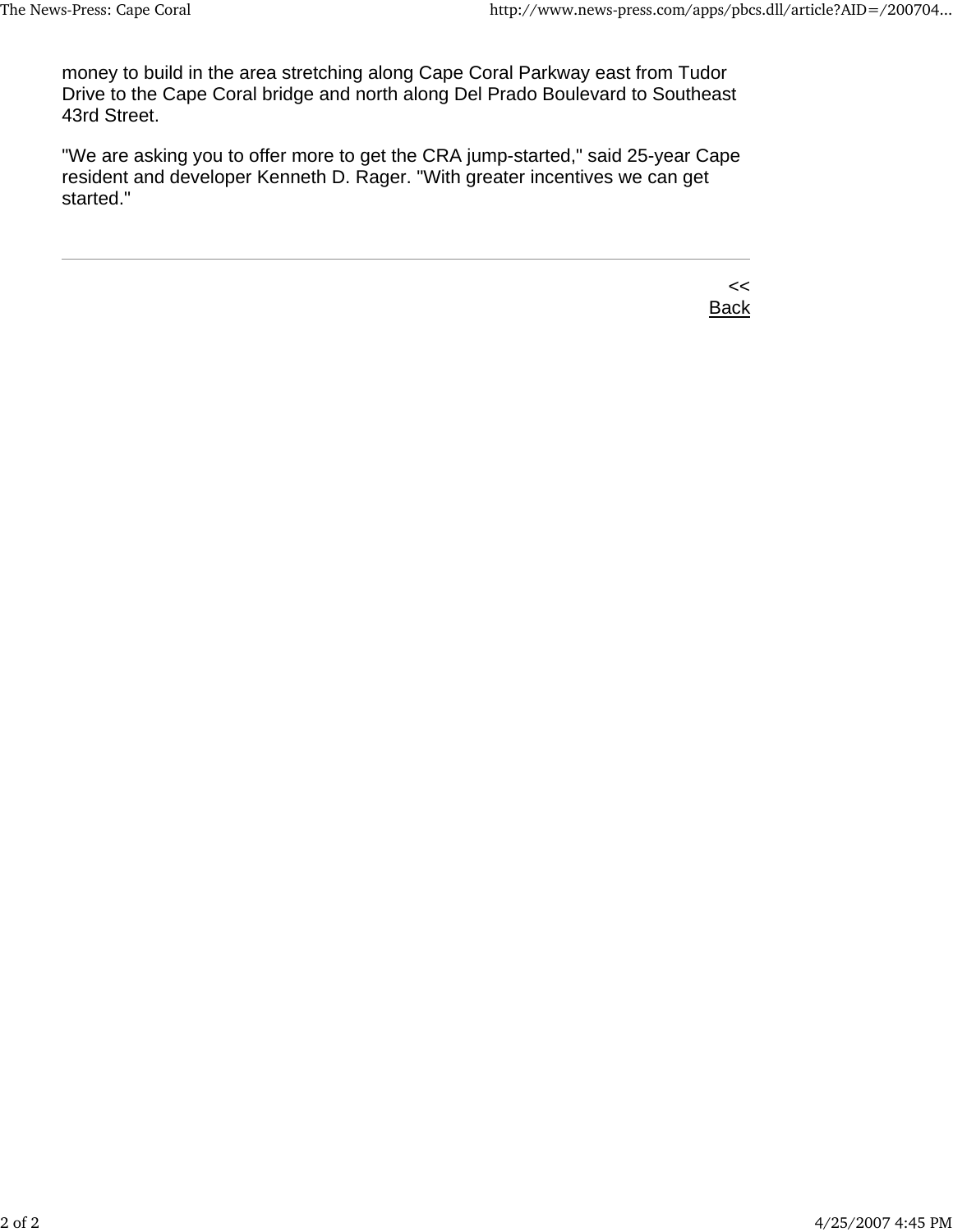money to build in the area stretching along Cape Coral Parkway east from Tudor Drive to the Cape Coral bridge and north along Del Prado Boulevard to Southeast 43rd Street.

"We are asking you to offer more to get the CRA jump-started," said 25-year Cape resident and developer Kenneth D. Rager. "With greater incentives we can get started."

---

<< Back